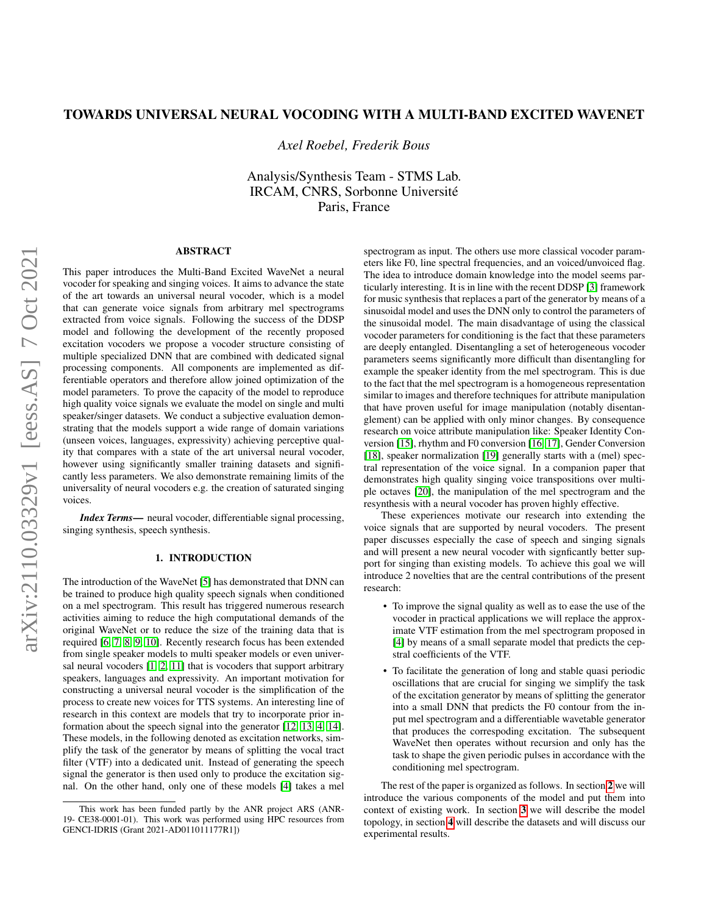# TOWARDS UNIVERSAL NEURAL VOCODING WITH A MULTI-BAND EXCITED WAVENET

*Axel Roebel, Frederik Bous*

Analysis/Synthesis Team - STMS Lab.
IRCAM, CNRS, Sorbonne Université
Paris, France

## ABSTRACT

This paper introduces the Multi-Band Excited WaveNet a neural vocoder for speaking and singing voices. It aims to advance the state of the art towards an universal neural vocoder, which is a model that can generate voice signals from arbitrary mel spectrograms extracted from voice signals. Following the success of the DDSP model and following the development of the recently proposed excitation vocoders we propose a vocoder structure consisting of multiple specialized DNN that are combined with dedicated signal processing components. All components are implemented as differentiable operators and therefore allow joined optimization of the model parameters. To prove the capacity of the model to reproduce high quality voice signals we evaluate the model on single and multi speaker/singer datasets. We conduct a subjective evaluation demonstrating that the models support a wide range of domain variations (unseen voices, languages, expressivity) achieving perceptive quality that compares with a state of the art universal neural vocoder, however using significantly smaller training datasets and significantly less parameters. We also demonstrate remaining limits of the universality of neural vocoders e.g. the creation of saturated singing voices.

***Index Terms*—** neural vocoder, differentiable signal processing, singing synthesis, speech synthesis.

## 1. INTRODUCTION

The introduction of the WaveNet [5] has demonstrated that DNN can be trained to produce high quality speech signals when conditioned on a mel spectrogram. This result has triggered numerous research activities aiming to reduce the high computational demands of the original WaveNet or to reduce the size of the training data that is required [6, 7, 8, 9, 10]. Recently research focus has been extended from single speaker models to multi speaker models or even universal neural vocoders [1, 2, 11] that is vocoders that support arbitrary speakers, languages and expressivity. An important motivation for constructing a universal neural vocoder is the simplification of the process to create new voices for TTS systems. An interesting line of research in this context are models that try to incorporate prior information about the speech signal into the generator [12, 13, 4, 14]. These models, in the following denoted as excitation networks, simplify the task of the generator by means of splitting the vocal tract filter (VTF) into a dedicated unit. Instead of generating the speech signal the generator is then used only to produce the excitation signal. On the other hand, only one of these models [4] takes a mel spectrogram as input. The others use more classical vocoder parameters like F0, line spectral frequencies, and an voiced/unvoiced flag. The idea to introduce domain knowledge into the model seems particularly interesting. It is in line with the recent DDSP [3] framework for music synthesis that replaces a part of the generator by means of a sinusoidal model and uses the DNN only to control the parameters of the sinusoidal model. The main disadvantage of using the classical vocoder parameters for conditioning is the fact that these parameters are deeply entangled. Disentangling a set of heterogeneous vocoder parameters seems significantly more difficult than disentangling for example the speaker identity from the mel spectrogram. This is due to the fact that the mel spectrogram is a homogeneous representation similar to images and therefore techniques for attribute manipulation that have proven useful for image manipulation (notably disentanglement) can be applied with only minor changes. By consequence research on voice attribute manipulation like: Speaker Identity Conversion [15], rhythm and F0 conversion [16, 17], Gender Conversion [18], speaker normalization [19] generally starts with a (mel) spectral representation of the voice signal. In a companion paper that demonstrates high quality singing voice transpositions over multiple octaves [20], the manipulation of the mel spectrogram and the resynthesis with a neural vocoder has proven highly effective.

These experiences motivate our research into extending the voice signals that are supported by neural vocoders. The present paper discusses especially the case of speech and singing signals and will present a new neural vocoder with signficantly better support for singing than existing models. To achieve this goal we will introduce 2 novelties that are the central contributions of the present research:

- To improve the signal quality as well as to ease the use of the vocoder in practical applications we will replace the approximate VTF estimation from the mel spectrogram proposed in [4] by means of a small separate model that predicts the cepstral coefficients of the VTF.
- To facilitate the generation of long and stable quasi periodic oscillations that are crucial for singing we simplify the task of the excitation generator by means of splitting the generator into a small DNN that predicts the F0 contour from the input mel spectrogram and a differentiable wavetable generator that produces the correspoding excitation. The subsequent WaveNet then operates without recursion and only has the task to shape the given periodic pulses in accordance with the conditioning mel spectrogram.

The rest of the paper is organized as follows. In section 2 we will introduce the various components of the model and put them into context of existing work. In section 3 we will describe the model topology, in section 4 will describe the datasets and will discuss our experimental results.

This work has been funded partly by the ANR project ARS (ANR-19- CE38-0001-01). This work was performed using HPC resources from GENCI-IDRIS (Grant 2021-AD011011177R1])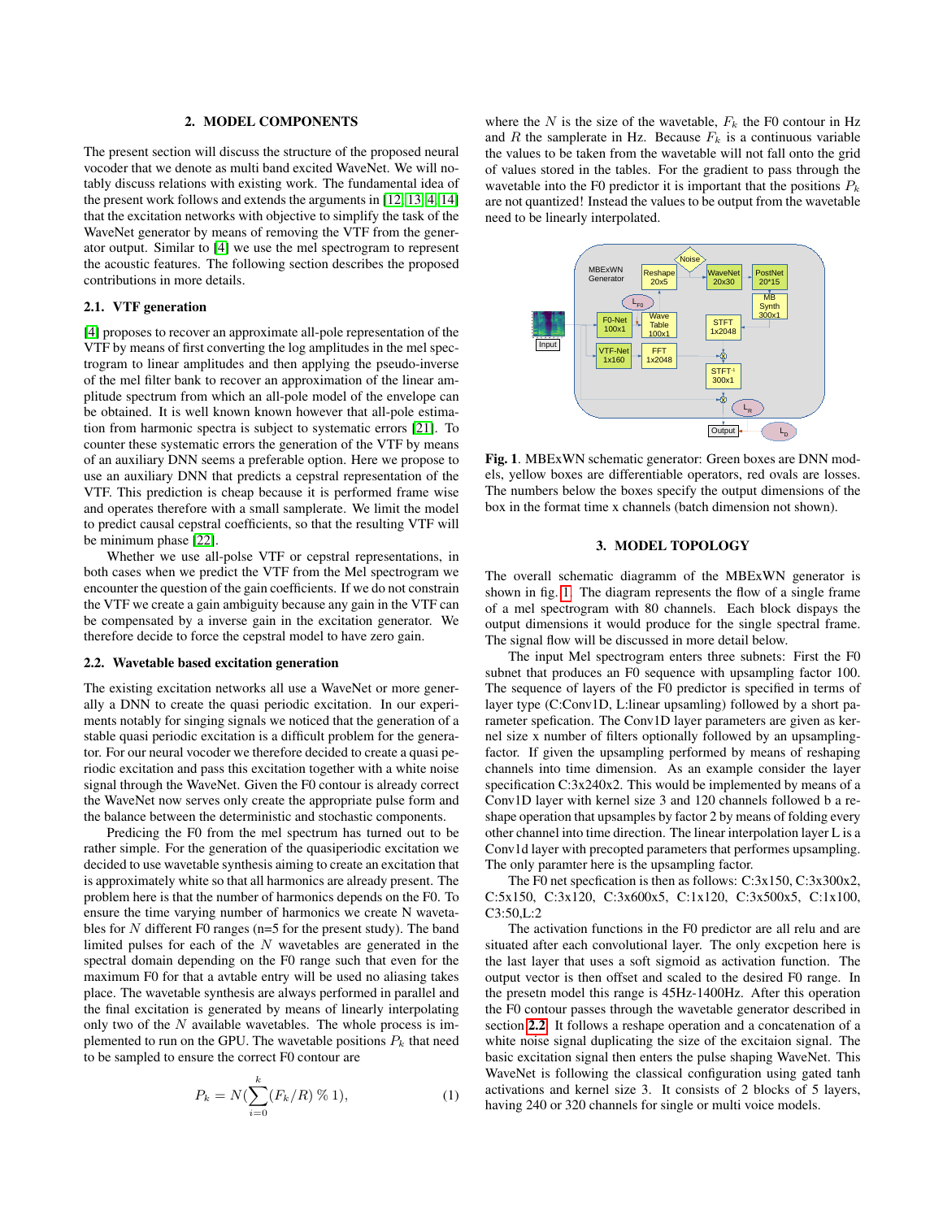## 2. MODEL COMPONENTS

The present section will discuss the structure of the proposed neural vocoder that we denote as multi band excited WaveNet. We will notably discuss relations with existing work. The fundamental idea of the present work follows and extends the arguments in [12, 13, 4, 14] that the excitation networks with objective to simplify the task of the WaveNet generator by means of removing the VTF from the generator output. Similar to [4] we use the mel spectrogram to represent the acoustic features. The following section describes the proposed contributions in more details.

### 2.1. VTF generation

[4] proposes to recover an approximate all-pole representation of the VTF by means of first converting the log amplitudes in the mel spectrogram to linear amplitudes and then applying the pseudo-inverse of the mel filter bank to recover an approximation of the linear amplitude spectrum from which an all-pole model of the envelope can be obtained. It is well known known however that all-pole estimation from harmonic spectra is subject to systematic errors [21]. To counter these systematic errors the generation of the VTF by means of an auxiliary DNN seems a preferable option. Here we propose to use an auxiliary DNN that predicts a cepstral representation of the VTF. This prediction is cheap because it is performed frame wise and operates therefore with a small samplerate. We limit the model to predict causal cepstral coefficients, so that the resulting VTF will be minimum phase [22].

Whether we use all-polse VTF or cepstral representations, in both cases when we predict the VTF from the Mel spectrogram we encounter the question of the gain coefficients. If we do not constrain the VTF we create a gain ambiguity because any gain in the VTF can be compensated by a inverse gain in the excitation generator. We therefore decide to force the cepstral model to have zero gain.

### 2.2. Wavetable based excitation generation

The existing excitation networks all use a WaveNet or more generally a DNN to create the quasi periodic excitation. In our experiments notably for singing signals we noticed that the generation of a stable quasi periodic excitation is a difficult problem for the generator. For our neural vocoder we therefore decided to create a quasi periodic excitation and pass this excitation together with a white noise signal through the WaveNet. Given the F0 contour is already correct the WaveNet now serves only create the appropriate pulse form and the balance between the deterministic and stochastic components.

Predicing the F0 from the mel spectrum has turned out to be rather simple. For the generation of the quasiperiodic excitation we decided to use wavetable synthesis aiming to create an excitation that is approximately white so that all harmonics are already present. The problem here is that the number of harmonics depends on the F0. To ensure the time varying number of harmonics we create N wavetables for $N$ different F0 ranges (n=5 for the present study). The band limited pulses for each of the $N$ wavetables are generated in the spectral domain depending on the F0 range such that even for the maximum F0 for that a avtable entry will be used no aliasing takes place. The wavetable synthesis are always performed in parallel and the final excitation is generated by means of linearly interpolating only two of the $N$ available wavetables. The whole process is implemented to run on the GPU. The wavetable positions $P_k$ that need to be sampled to ensure the correct F0 contour are

$$P_k = N(\sum_{i=0}^{k}(F_k/R)\,\%\,1), \tag{1}$$

where the $N$ is the size of the wavetable, $F_k$ the F0 contour in Hz and $R$ the samplerate in Hz. Because $F_k$ is a continuous variable the values to be taken from the wavetable will not fall onto the grid of values stored in the tables. For the gradient to pass through the wavetable into the F0 predictor it is important that the positions $P_k$ are not quantized! Instead the values to be output from the wavetable need to be linearly interpolated.

**Fig. 1**. MBExWN schematic generator: Green boxes are DNN models, yellow boxes are differentiable operators, red ovals are losses. The numbers below the boxes specify the output dimensions of the box in the format time x channels (batch dimension not shown).

## 3. MODEL TOPOLOGY

The overall schematic diagramm of the MBExWN generator is shown in fig. 1. The diagram represents the flow of a single frame of a mel spectrogram with 80 channels. Each block dispays the output dimensions it would produce for the single spectral frame. The signal flow will be discussed in more detail below.

The input Mel spectrogram enters three subnets: First the F0 subnet that produces an F0 sequence with upsampling factor 100. The sequence of layers of the F0 predictor is specified in terms of layer type (C:Conv1D, L:linear upsamling) followed by a short parameter spefication. The Conv1D layer parameters are given as kernel size x number of filters optionally followed by an upsampling-factor. If given the upsampling performed by means of reshaping channels into time dimension. As an example consider the layer specification C:3x240x2. This would be implemented by means of a Conv1D layer with kernel size 3 and 120 channels followed b a reshape operation that upsamples by factor 2 by means of folding every other channel into time direction. The linear interpolation layer L is a Conv1d layer with precopted parameters that performes upsampling. The only paramter here is the upsampling factor.

The F0 net specfication is then as follows: C:3x150, C:3x300x2, C:5x150, C:3x120, C:3x600x5, C:1x120, C:3x500x5, C:1x100, C3:50,L:2

The activation functions in the F0 predictor are all relu and are situated after each convolutional layer. The only excpetion here is the last layer that uses a soft sigmoid as activation function. The output vector is then offset and scaled to the desired F0 range. In the presetn model this range is 45Hz-1400Hz. After this operation the F0 contour passes through the wavetable generator described in section 2.2. It follows a reshape operation and a concatenation of a white noise signal duplicating the size of the excitaion signal. The basic excitation signal then enters the pulse shaping WaveNet. This WaveNet is following the classical configuration using gated tanh activations and kernel size 3. It consists of 2 blocks of 5 layers, having 240 or 320 channels for single or multi voice models.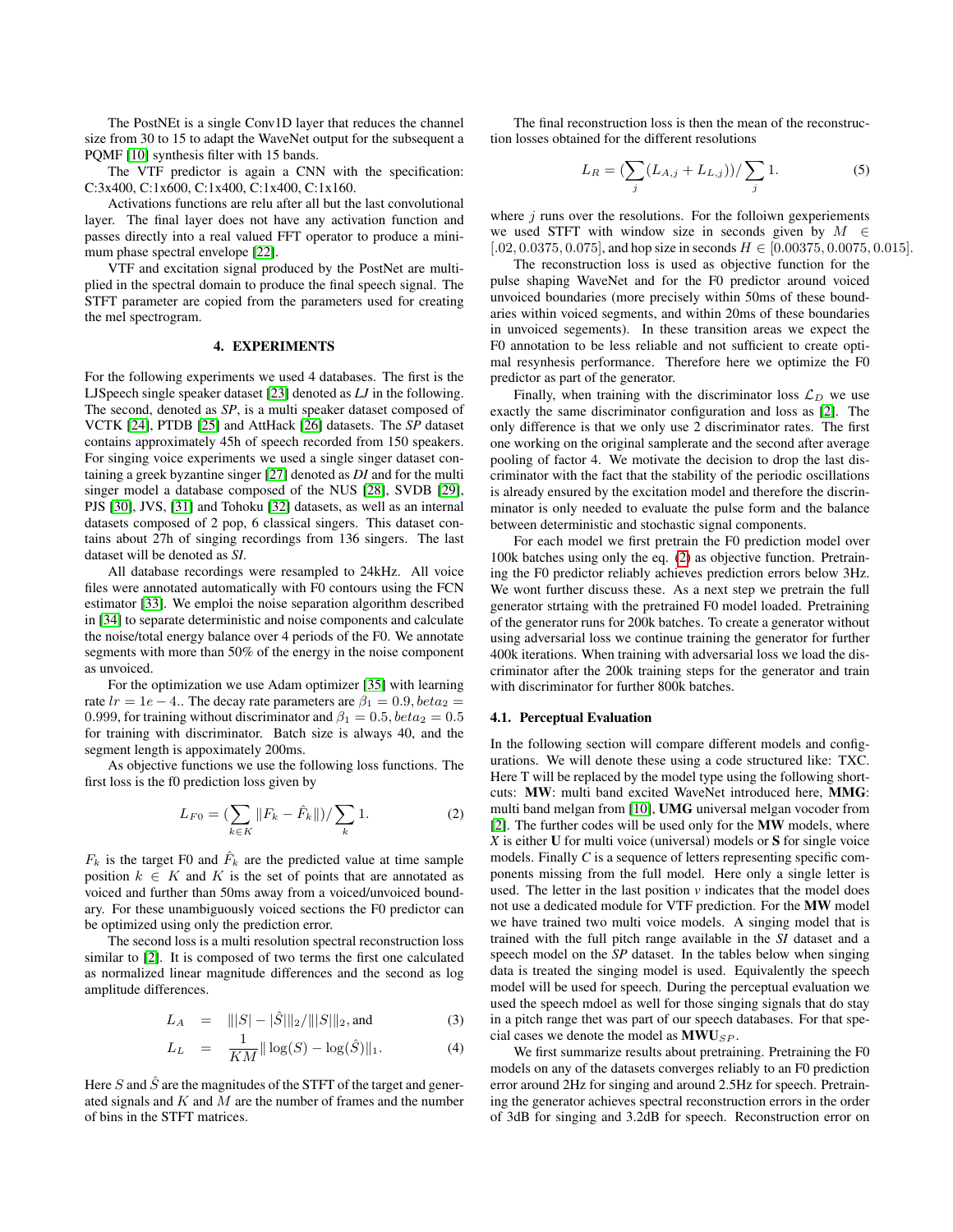The PostNEt is a single Conv1D layer that reduces the channel size from 30 to 15 to adapt the WaveNet output for the subsequent a PQMF [10] synthesis filter with 15 bands.

The VTF predictor is again a CNN with the specification: C:3x400, C:1x600, C:1x400, C:1x400, C:1x160.

Activations functions are relu after all but the last convolutional layer. The final layer does not have any activation function and passes directly into a real valued FFT operator to produce a minimum phase spectral envelope [22].

VTF and excitation signal produced by the PostNet are multiplied in the spectral domain to produce the final speech signal. The STFT parameter are copied from the parameters used for creating the mel spectrogram.

## 4. EXPERIMENTS

For the following experiments we used 4 databases. The first is the LJSpeech single speaker dataset [23] denoted as *LJ* in the following. The second, denoted as *SP*, is a multi speaker dataset composed of VCTK [24], PTDB [25] and AttHack [26] datasets. The *SP* dataset contains approximately 45h of speech recorded from 150 speakers. For singing voice experiments we used a single singer dataset containing a greek byzantine singer [27] denoted as *DI* and for the multi singer model a database composed of the NUS [28], SVDB [29], PJS [30], JVS, [31] and Tohoku [32] datasets, as well as an internal datasets composed of 2 pop, 6 classical singers. This dataset contains about 27h of singing recordings from 136 singers. The last dataset will be denoted as *SI*.

All database recordings were resampled to 24kHz. All voice files were annotated automatically with F0 contours using the FCN estimator [33]. We emploi the noise separation algorithm described in [34] to separate deterministic and noise components and calculate the noise/total energy balance over 4 periods of the F0. We annotate segments with more than 50% of the energy in the noise component as unvoiced.

For the optimization we use Adam optimizer [35] with learning rate $lr = 1e-4$.. The decay rate parameters are $\beta_1 = 0.9, beta_2 = 0.999$, for training without discriminator and $\beta_1 = 0.5, beta_2 = 0.5$ for training with discriminator. Batch size is always 40, and the segment length is approximately 200ms.

As objective functions we use the following loss functions. The first loss is the f0 prediction loss given by

$$L_{F0} = (\sum_{k \in K} \|F_k - \hat{F}_k\|)/\sum_k 1. \tag{2}$$

$F_k$ is the target F0 and $\hat{F}_k$ are the predicted value at time sample position $k \in K$ and $K$ is the set of points that are annotated as voiced and further than 50ms away from a voiced/unvoiced boundary. For these unambiguously voiced sections the F0 predictor can be optimized using only the prediction error.

The second loss is a multi resolution spectral reconstruction loss similar to [2]. It is composed of two terms the first one calculated as normalized linear magnitude differences and the second as log amplitude differences.

$$L_A = \||S| - |\hat{S}|\|_2/\||S|\|_2, \text{and} \tag{3}$$

$$L_L = \frac{1}{KM}\|\log(S) - \log(\hat{S})\|_1. \tag{4}$$

Here $S$ and $\hat{S}$ are the magnitudes of the STFT of the target and generated signals and $K$ and $M$ are the number of frames and the number of bins in the STFT matrices.

The final reconstruction loss is then the mean of the reconstruction losses obtained for the different resolutions

$$L_R = (\sum_j (L_{A,j} + L_{L,j}))/\sum_j 1. \tag{5}$$

where $j$ runs over the resolutions. For the followin gexperiements we used STFT with window size in seconds given by $M \in [.02, 0.0375, 0.075]$, and hop size in seconds $H \in [0.00375, 0.0075, 0.015]$.

The reconstruction loss is used as objective function for the pulse shaping WaveNet and for the F0 predictor around voiced unvoiced boundaries (more precisely within 50ms of these boundaries within voiced segments, and within 20ms of these boundaries in unvoiced segments). In these transition areas we expect the F0 annotation to be less reliable and not sufficient to create optimal resynhesis performance. Therefore here we optimize the F0 predictor as part of the generator.

Finally, when training with the discriminator loss $\mathcal{L}_D$ we use exactly the same discriminator configuration and loss as [2]. The only difference is that we only use 2 discriminator rates. The first one working on the original samplerate and the second after average pooling of factor 4. We motivate the decision to drop the last discriminator with the fact that the stability of the periodic oscillations is already ensured by the excitation model and therefore the discrinminator is only needed to evaluate the pulse form and the balance between deterministic and stochastic signal components.

For each model we first pretrain the F0 prediction model over 100k batches using only the eq. (2) as objective function. Pretraining the F0 predictor reliably achieves prediction errors below 3Hz. We wont further discuss these. As a next step we pretrain the full generator strtaing with the pretrained F0 model loaded. Pretraining of the generator runs for 200k batches. To create a generator without using adversarial loss we continue training the generator for further 400k iterations. When training with adversarial loss we load the discriminator after the 200k training steps for the generator and train with discriminator for further 800k batches.

### 4.1. Perceptual Evaluation

In the following section will compare different models and configurations. We will denote these using a code structured like: TXC. Here T will be replaced by the model type using the following shortcuts: **MW**: multi band excited WaveNet introduced here, **MMG**: multi band melgan from [10], **UMG** universal melgan vocoder from [2]. The further codes will be used only for the **MW** models, where *X* is either **U** for multi voice (universal) models or **S** for single voice models. Finally *C* is a sequence of letters representing specific components missing from the full model. Here only a single letter is used. The letter in the last position *v* indicates that the model does not use a dedicated module for VTF prediction. For the **MW** model we have trained two multi voice models. A singing model that is trained with the full pitch range available in the *SI* dataset and a speech model on the *SP* dataset. In the tables below when singing data is treated the singing model is used. Equivalently the speech model will be used for speech. During the perceptual evaluation we used the speech mdoel as well for those singing signals that do stay in a pitch range thet was part of our speech databases. For that special cases we denote the model as $\mathbf{MWU}_{SP}$.

We first summarize results about pretraining. Pretraining the F0 models on any of the datasets converges reliably to an F0 prediction error around 2Hz for singing and around 2.5Hz for speech. Pretraining the generator achieves spectral reconstruction errors in the order of 3dB for singing and 3.2dB for speech. Reconstruction error on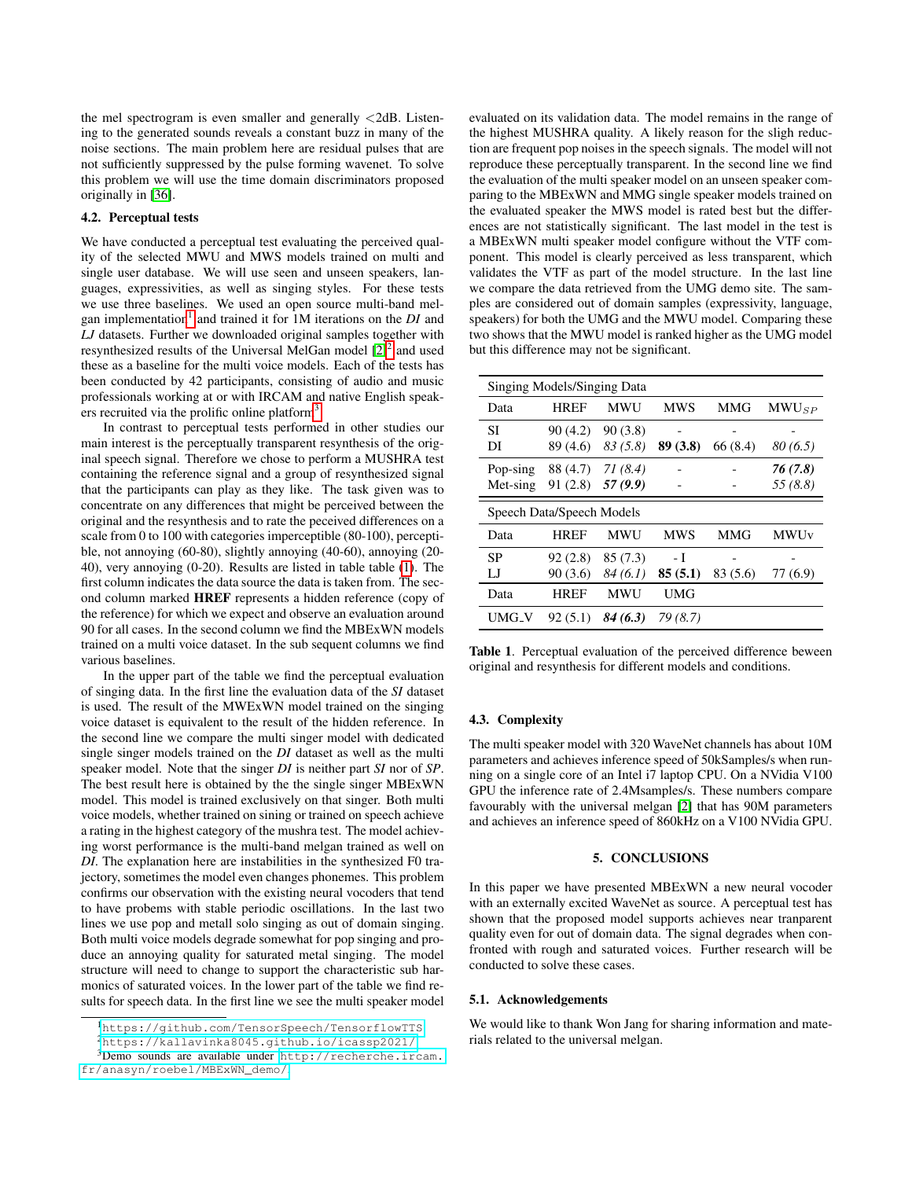the mel spectrogram is even smaller and generally <2dB. Listening to the generated sounds reveals a constant buzz in many of the noise sections. The main problem here are residual pulses that are not sufficiently suppressed by the pulse forming wavenet. To solve this problem we will use the time domain discriminators proposed originally in [36].

### 4.2. Perceptual tests

We have conducted a perceptual test evaluating the perceived quality of the selected MWU and MWS models trained on multi and single user database. We will use seen and unseen speakers, languages, expressivities, as well as singing styles. For these tests we use three baselines. We used an open source multi-band melgan implementation[1] and trained it for 1M iterations on the *DI* and *LJ* datasets. Further we downloaded original samples together with resynthesized results of the Universal MelGan model [2][2] and used these as a baseline for the multi voice models. Each of the tests has been conducted by 42 participants, consisting of audio and music professionals working at or with IRCAM and native English speakers recruited via the prolific online platform[3].

In contrast to perceptual tests performed in other studies our main interest is the perceptually transparent resynthesis of the original speech signal. Therefore we chose to perform a MUSHRA test containing the reference signal and a group of resynthesized signal that the participants can play as they like. The task given was to concentrate on any differences that might be perceived between the original and the resynthesis and to rate the peceived differences on a scale from 0 to 100 with categories imperceptible (80-100), perceptible, not annoying (60-80), slightly annoying (40-60), annoying (20-40), very annoying (0-20). Results are listed in table table (1). The first column indicates the data source the data is taken from. The second column marked **HREF** represents a hidden reference (copy of the reference) for which we expect and observe an evaluation around 90 for all cases. In the second column we find the MBExWN models trained on a multi voice dataset. In the sub sequent columns we find various baselines.

In the upper part of the table we find the perceptual evaluation of singing data. In the first line the evaluation data of the *SI* dataset is used. The result of the MWExWN model trained on the singing voice dataset is equivalent to the result of the hidden reference. In the second line we compare the multi singer model with dedicated single singer models trained on the *DI* dataset as well as the multi speaker model. Note that the singer *DI* is neither part *SI* nor of *SP*. The best result here is obtained by the the single singer MBExWN model. This model is trained exclusively on that singer. Both multi voice models, whether trained on sining or trained on speech achieve a rating in the highest category of the mushra test. The model achieving worst performance is the multi-band melgan trained as well on *DI*. The explanation here are instabilities in the synthesized F0 trajectory, sometimes the model even changes phonemes. This problem confirms our observation with the existing neural vocoders that tend to have probems with stable periodic oscillations. In the last two lines we use pop and metall solo singing as out of domain singing. Both multi voice models degrade somewhat for pop singing and produce an annoying quality for saturated metal singing. The model structure will need to change to support the characteristic sub harmonics of saturated voices. In the lower part of the table we find results for speech data. In the first line we see the multi speaker model evaluated on its validation data. The model remains in the range of the highest MUSHRA quality. A likely reason for the sligh reduction are frequent pop noises in the speech signals. The model will not reproduce these perceptually transparent. In the second line we find the evaluation of the multi speaker model on an unseen speaker comparing to the MBExWN and MMG single speaker models trained on the evaluated speaker the MWS model is rated best but the differences are not statistically significant. The last model in the test is a MBExWN multi speaker model configure without the VTF component. This model is clearly perceived as less transparent, which validates the VTF as part of the model structure. In the last line we compare the data retrieved from the UMG demo site. The samples are considered out of domain samples (expressivity, language, speakers) for both the UMG and the MWU model. Comparing these two shows that the MWU model is ranked higher as the UMG model but this difference may not be significant.

| Singing Models/Singing Data | | | | | |
|---|---|---|---|---|---|
| Data | HREF | MWU | MWS | MMG | $MWU_{SP}$ |
| SI | 90 (4.2) | 90 (3.8) | - | - | - |
| DI | 89 (4.6) | *83 (5.8)* | **89 (3.8)** | 66 (8.4) | *80 (6.5)* |
| Pop-sing | 88 (4.7) | *71 (8.4)* | - | - | ***76 (7.8)*** |
| Met-sing | 91 (2.8) | ***57 (9.9)*** | - | - | *55 (8.8)* |
| **Speech Data/Speech Models** | | | | | |
| Data | HREF | MWU | MWS | MMG | MWUv |
| SP | 92 (2.8) | 85 (7.3) | - I | - | - |
| LJ | 90 (3.6) | *84 (6.1)* | **85 (5.1)** | 83 (5.6) | 77 (6.9) |
| Data | HREF | MWU | UMG | | |
| UMG_V | 92 (5.1) | ***84 (6.3)*** | *79 (8.7)* | | |

**Table 1**. Perceptual evaluation of the perceived difference beween original and resynthesis for different models and conditions.

### 4.3. Complexity

The multi speaker model with 320 WaveNet channels has about 10M parameters and achieves inference speed of 50kSamples/s when running on a single core of an Intel i7 laptop CPU. On a NVidia V100 GPU the inference rate of 2.4Msamples/s. These numbers compare favourably with the universal melgan [2] that has 90M parameters and achieves an inference speed of 860kHz on a V100 NVidia GPU.

## 5. CONCLUSIONS

In this paper we have presented MBExWN a new neural vocoder with an externally excited WaveNet as source. A perceptual test has shown that the proposed model supports achieves near tranparent quality even for out of domain data. The signal degrades when confronted with rough and saturated voices. Further research will be conducted to solve these cases.

### 5.1. Acknowledgements

We would like to thank Won Jang for sharing information and materials related to the universal melgan.

[1] https://github.com/TensorSpeech/TensorflowTTS

[2] https://kallavinka8045.github.io/icassp2021/

[3] Demo sounds are available under http://recherche.ircam.fr/anasyn/roebel/MBExWN_demo/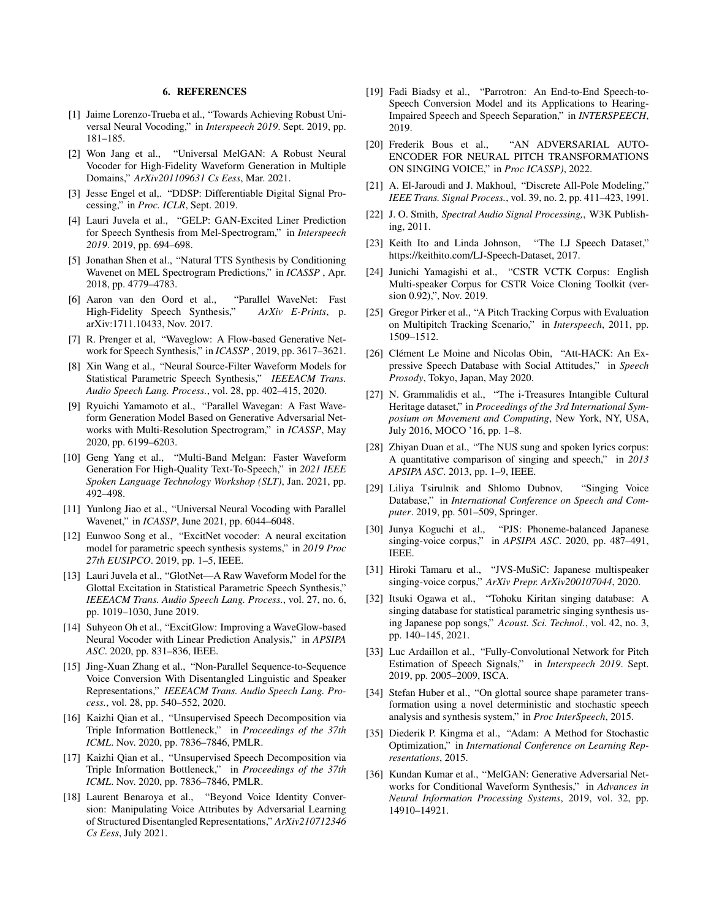### 6. REFERENCES

[1] Jaime Lorenzo-Trueba et al., "Towards Achieving Robust Universal Neural Vocoding," in *Interspeech 2019*. Sept. 2019, pp. 181–185.

[2] Won Jang et al., "Universal MelGAN: A Robust Neural Vocoder for High-Fidelity Waveform Generation in Multiple Domains," *ArXiv201109631 Cs Eess*, Mar. 2021.

[3] Jesse Engel et al,. "DDSP: Differentiable Digital Signal Processing," in *Proc. ICLR*, Sept. 2019.

[4] Lauri Juvela et al., "GELP: GAN-Excited Liner Prediction for Speech Synthesis from Mel-Spectrogram," in *Interspeech 2019*. 2019, pp. 694–698.

[5] Jonathan Shen et al., "Natural TTS Synthesis by Conditioning Wavenet on MEL Spectrogram Predictions," in *ICASSP* , Apr. 2018, pp. 4779–4783.

[6] Aaron van den Oord et al., "Parallel WaveNet: Fast High-Fidelity Speech Synthesis," *ArXiv E-Prints*, p. arXiv:1711.10433, Nov. 2017.

[7] R. Prenger et al, "Waveglow: A Flow-based Generative Network for Speech Synthesis," in *ICASSP* , 2019, pp. 3617–3621.

[8] Xin Wang et al., "Neural Source-Filter Waveform Models for Statistical Parametric Speech Synthesis," *IEEEACM Trans. Audio Speech Lang. Process.*, vol. 28, pp. 402–415, 2020.

[9] Ryuichi Yamamoto et al., "Parallel Wavegan: A Fast Waveform Generation Model Based on Generative Adversarial Networks with Multi-Resolution Spectrogram," in *ICASSP*, May 2020, pp. 6199–6203.

[10] Geng Yang et al., "Multi-Band Melgan: Faster Waveform Generation For High-Quality Text-To-Speech," in *2021 IEEE Spoken Language Technology Workshop (SLT)*, Jan. 2021, pp. 492–498.

[11] Yunlong Jiao et al., "Universal Neural Vocoding with Parallel Wavenet," in *ICASSP*, June 2021, pp. 6044–6048.

[12] Eunwoo Song et al., "ExcitNet vocoder: A neural excitation model for parametric speech synthesis systems," in *2019 Proc 27th EUSIPCO*. 2019, pp. 1–5, IEEE.

[13] Lauri Juvela et al., "GlotNet—A Raw Waveform Model for the Glottal Excitation in Statistical Parametric Speech Synthesis," *IEEEACM Trans. Audio Speech Lang. Process.*, vol. 27, no. 6, pp. 1019–1030, June 2019.

[14] Suhyeon Oh et al., "ExcitGlow: Improving a WaveGlow-based Neural Vocoder with Linear Prediction Analysis," in *APSIPA ASC*. 2020, pp. 831–836, IEEE.

[15] Jing-Xuan Zhang et al., "Non-Parallel Sequence-to-Sequence Voice Conversion With Disentangled Linguistic and Speaker Representations," *IEEEACM Trans. Audio Speech Lang. Process.*, vol. 28, pp. 540–552, 2020.

[16] Kaizhi Qian et al., "Unsupervised Speech Decomposition via Triple Information Bottleneck," in *Proceedings of the 37th ICML*. Nov. 2020, pp. 7836–7846, PMLR.

[17] Kaizhi Qian et al., "Unsupervised Speech Decomposition via Triple Information Bottleneck," in *Proceedings of the 37th ICML*. Nov. 2020, pp. 7836–7846, PMLR.

[18] Laurent Benaroya et al., "Beyond Voice Identity Conversion: Manipulating Voice Attributes by Adversarial Learning of Structured Disentangled Representations," *ArXiv210712346 Cs Eess*, July 2021.

[19] Fadi Biadsy et al., "Parrotron: An End-to-End Speech-to-Speech Conversion Model and its Applications to Hearing-Impaired Speech and Speech Separation," in *INTERSPEECH*, 2019.

[20] Frederik Bous et al., "AN ADVERSARIAL AUTO-ENCODER FOR NEURAL PITCH TRANSFORMATIONS ON SINGING VOICE," in *Proc ICASSP)*, 2022.

[21] A. El-Jaroudi and J. Makhoul, "Discrete All-Pole Modeling," *IEEE Trans. Signal Process.*, vol. 39, no. 2, pp. 411–423, 1991.

[22] J. O. Smith, *Spectral Audio Signal Processing,*, W3K Publishing, 2011.

[23] Keith Ito and Linda Johnson, "The LJ Speech Dataset," https://keithito.com/LJ-Speech-Dataset, 2017.

[24] Junichi Yamagishi et al., "CSTR VCTK Corpus: English Multi-speaker Corpus for CSTR Voice Cloning Toolkit (version 0.92),", Nov. 2019.

[25] Gregor Pirker et al., "A Pitch Tracking Corpus with Evaluation on Multipitch Tracking Scenario," in *Interspeech*, 2011, pp. 1509–1512.

[26] Clément Le Moine and Nicolas Obin, "Att-HACK: An Expressive Speech Database with Social Attitudes," in *Speech Prosody*, Tokyo, Japan, May 2020.

[27] N. Grammalidis et al., "The i-Treasures Intangible Cultural Heritage dataset," in *Proceedings of the 3rd International Symposium on Movement and Computing*, New York, NY, USA, July 2016, MOCO '16, pp. 1–8.

[28] Zhiyan Duan et al., "The NUS sung and spoken lyrics corpus: A quantitative comparison of singing and speech," in *2013 APSIPA ASC*. 2013, pp. 1–9, IEEE.

[29] Liliya Tsirulnik and Shlomo Dubnov, "Singing Voice Database," in *International Conference on Speech and Computer*. 2019, pp. 501–509, Springer.

[30] Junya Koguchi et al., "PJS: Phoneme-balanced Japanese singing-voice corpus," in *APSIPA ASC*. 2020, pp. 487–491, IEEE.

[31] Hiroki Tamaru et al., "JVS-MuSiC: Japanese multispeaker singing-voice corpus," *ArXiv Prepr. ArXiv200107044*, 2020.

[32] Itsuki Ogawa et al., "Tohoku Kiritan singing database: A singing database for statistical parametric singing synthesis using Japanese pop songs," *Acoust. Sci. Technol.*, vol. 42, no. 3, pp. 140–145, 2021.

[33] Luc Ardaillon et al., "Fully-Convolutional Network for Pitch Estimation of Speech Signals," in *Interspeech 2019*. Sept. 2019, pp. 2005–2009, ISCA.

[34] Stefan Huber et al., "On glottal source shape parameter transformation using a novel deterministic and stochastic speech analysis and synthesis system," in *Proc InterSpeech*, 2015.

[35] Diederik P. Kingma et al., "Adam: A Method for Stochastic Optimization," in *International Conference on Learning Representations*, 2015.

[36] Kundan Kumar et al., "MelGAN: Generative Adversarial Networks for Conditional Waveform Synthesis," in *Advances in Neural Information Processing Systems*, 2019, vol. 32, pp. 14910–14921.